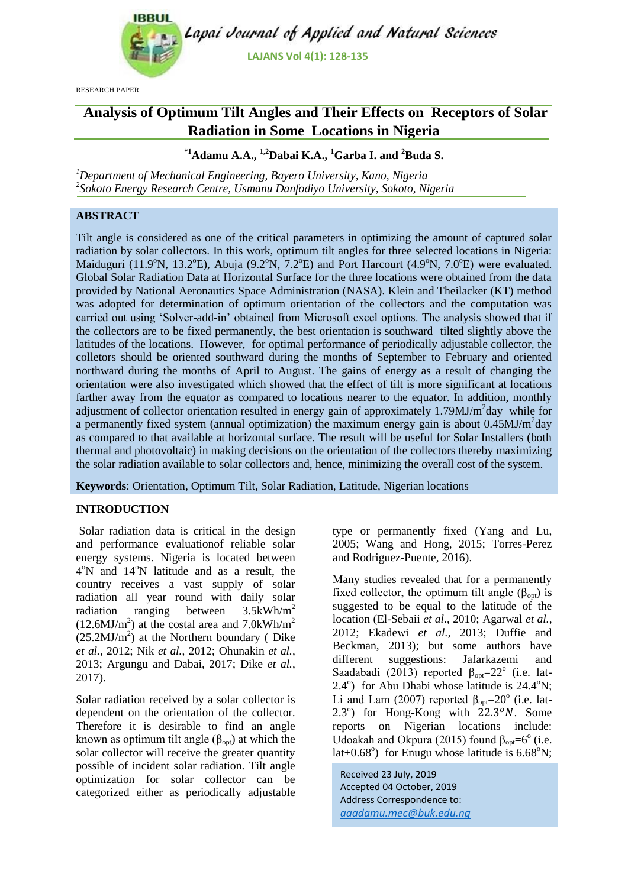RESEARCH PAPER

# Analysis of Optimum Tilt Angles and Their Effects on Receptors of Solar Radiation in Some Locations in Nigeria

**[*1]Adamu A.A., [1,2]Dabai K.A., [1]Garba I. and [2]Buda S.**

[1]*Department of Mechanical Engineering, Bayero University, Kano, Nigeria*
[2]*Sokoto Energy Research Centre, Usmanu Danfodiyo University, Sokoto, Nigeria*

## ABSTRACT

Tilt angle is considered as one of the critical parameters in optimizing the amount of captured solar radiation by solar collectors. In this work, optimum tilt angles for three selected locations in Nigeria: Maiduguri (11.9°N, 13.2°E), Abuja (9.2°N, 7.2°E) and Port Harcourt (4.9°N, 7.0°E) were evaluated. Global Solar Radiation Data at Horizontal Surface for the three locations were obtained from the data provided by National Aeronautics Space Administration (NASA). Klein and Theilacker (KT) method was adopted for determination of optimum orientation of the collectors and the computation was carried out using 'Solver-add-in' obtained from Microsoft excel options. The analysis showed that if the collectors are to be fixed permanently, the best orientation is southward tilted slightly above the latitudes of the locations. However, for optimal performance of periodically adjustable collector, the colletors should be oriented southward during the months of September to February and oriented northward during the months of April to August. The gains of energy as a result of changing the orientation were also investigated which showed that the effect of tilt is more significant at locations farther away from the equator as compared to locations nearer to the equator. In addition, monthly adjustment of collector orientation resulted in energy gain of approximately 1.79MJ/m$^2$day while for a permanently fixed system (annual optimization) the maximum energy gain is about 0.45MJ/m$^2$day as compared to that available at horizontal surface. The result will be useful for Solar Installers (both thermal and photovoltaic) in making decisions on the orientation of the collectors thereby maximizing the solar radiation available to solar collectors and, hence, minimizing the overall cost of the system.

**Keywords**: Orientation, Optimum Tilt, Solar Radiation, Latitude, Nigerian locations

## INTRODUCTION

Solar radiation data is critical in the design and performance evaluationof reliable solar energy systems. Nigeria is located between 4°N and 14°N latitude and as a result, the country receives a vast supply of solar radiation all year round with daily solar radiation ranging between 3.5kWh/m$^2$ (12.6MJ/m$^2$) at the costal area and 7.0kWh/m$^2$ (25.2MJ/m$^2$) at the Northern boundary ( Dike *et al.*, 2012; Nik *et al.*, 2012; Ohunakin *et al.*, 2013; Argungu and Dabai, 2017; Dike *et al.*, 2017).

Solar radiation received by a solar collector is dependent on the orientation of the collector. Therefore it is desirable to find an angle known as optimum tilt angle ($\beta_{opt}$) at which the solar collector will receive the greater quantity possible of incident solar radiation. Tilt angle optimization for solar collector can be categorized either as periodically adjustable type or permanently fixed (Yang and Lu, 2005; Wang and Hong, 2015; Torres-Perez and Rodriguez-Puente, 2016).

Many studies revealed that for a permanently fixed collector, the optimum tilt angle ($\beta_{opt}$) is suggested to be equal to the latitude of the location (El-Sebaii *et al*., 2010; Agarwal *et al.*, 2012; Ekadewi *et al.*, 2013; Duffie and Beckman, 2013); but some authors have different suggestions: Jafarkazemi and Saadabadi (2013) reported $\beta_{opt}$=22° (i.e. lat-2.4°) for Abu Dhabi whose latitude is 24.4°N; Li and Lam (2007) reported $\beta_{opt}$=20° (i.e. lat-2.3°) for Hong-Kong with 22.3°$N$. Some reports on Nigerian locations include: Udoakah and Okpura (2015) found $\beta_{opt}$=6° (i.e. lat+0.68°) for Enugu whose latitude is 6.68°N;

Received 23 July, 2019
Accepted 04 October, 2019
Address Correspondence to:
*aaadamu.mec@buk.edu.ng*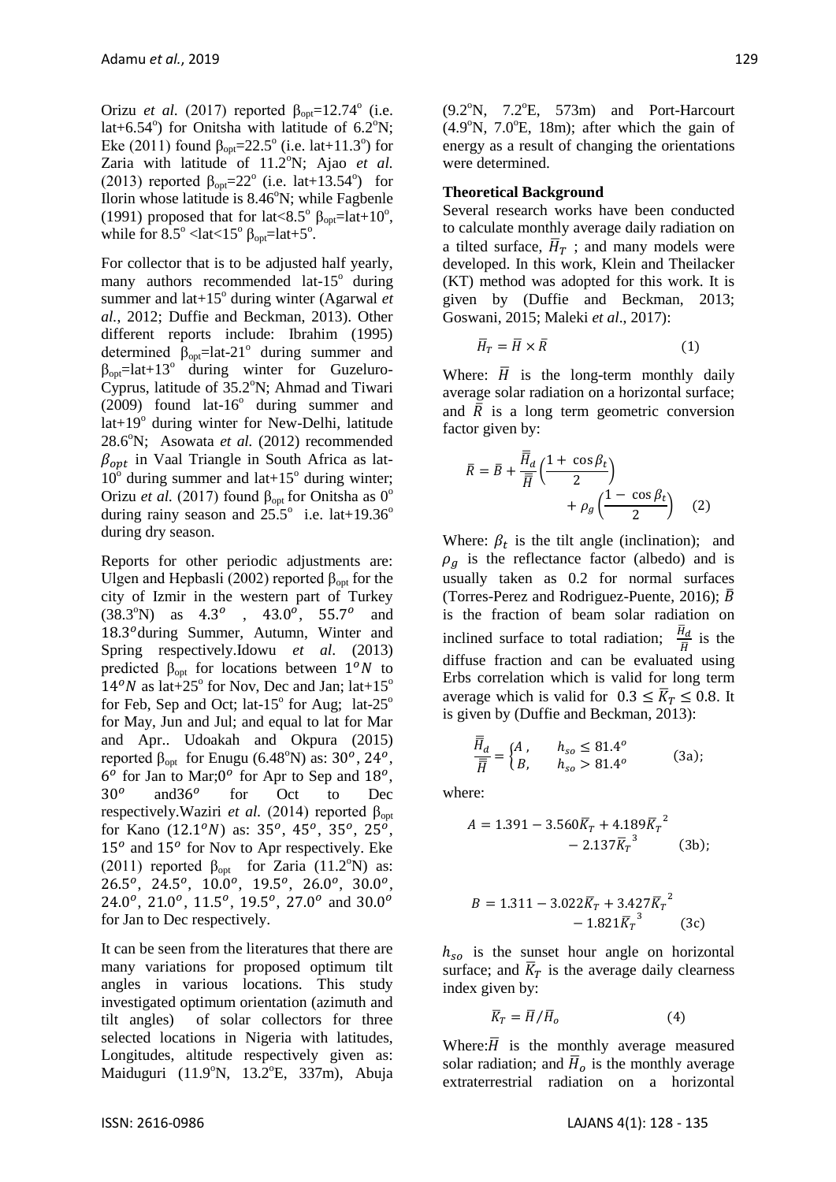Orizu *et al.* (2017) reported $\beta_{opt}$=12.74° (i.e. lat+6.54°) for Onitsha with latitude of 6.2°N; Eke (2011) found $\beta_{opt}$=22.5° (i.e. lat+11.3°) for Zaria with latitude of 11.2°N; Ajao *et al.* (2013) reported $\beta_{opt}$=22° (i.e. lat+13.54°) for Ilorin whose latitude is 8.46°N; while Fagbenle (1991) proposed that for lat<8.5° $\beta_{opt}$=lat+10°, while for 8.5° <lat<15° $\beta_{opt}$=lat+5°.

For collector that is to be adjusted half yearly, many authors recommended lat-15° during summer and lat+15° during winter (Agarwal *et al.*, 2012; Duffie and Beckman, 2013). Other different reports include: Ibrahim (1995) determined $\beta_{opt}$=lat-21° during summer and $\beta_{opt}$=lat+13° during winter for Guzeluro-Cyprus, latitude of 35.2°N; Ahmad and Tiwari (2009) found lat-16° during summer and lat+19° during winter for New-Delhi, latitude 28.6°N; Asowata *et al.* (2012) recommended $\beta_{opt}$ in Vaal Triangle in South Africa as lat-10° during summer and lat+15° during winter; Orizu *et al.* (2017) found $\beta_{opt}$ for Onitsha as 0° during rainy season and 25.5° i.e. lat+19.36° during dry season.

Reports for other periodic adjustments are: Ulgen and Hepbasli (2002) reported $\beta_{opt}$ for the city of Izmir in the western part of Turkey (38.3°N) as $4.3^o$ , $43.0^o$, $55.7^o$ and $18.3^o$during Summer, Autumn, Winter and Spring respectively.Idowu *et al*. (2013) predicted $\beta_{opt}$ for locations between $1^oN$ to $14^oN$ as lat+25° for Nov, Dec and Jan; lat+15° for Feb, Sep and Oct; lat-15° for Aug; lat-25° for May, Jun and Jul; and equal to lat for Mar and Apr.. Udoakah and Okpura (2015) reported $\beta_{opt}$ for Enugu (6.48°N) as: $30^o$, $24^o$, $6^o$ for Jan to Mar;$0^o$ for Apr to Sep and $18^o$, $30^o$ and$36^o$ for Oct to Dec respectively.Waziri *et al.* (2014) reported $\beta_{opt}$ for Kano ($12.1^oN$) as: $35^o$, $45^o$, $35^o$, $25^o$, $15^o$ and $15^o$ for Nov to Apr respectively. Eke (2011) reported $\beta_{opt}$ for Zaria (11.2°N) as: $26.5^o$, $24.5^o$, $10.0^o$, $19.5^o$, $26.0^o$, $30.0^o$, $24.0^o$, $21.0^o$, $11.5^o$, $19.5^o$, $27.0^o$ and $30.0^o$ for Jan to Dec respectively.

It can be seen from the literatures that there are many variations for proposed optimum tilt angles in various locations. This study investigated optimum orientation (azimuth and tilt angles) of solar collectors for three selected locations in Nigeria with latitudes, Longitudes, altitude respectively given as: Maiduguri (11.9°N, 13.2°E, 337m), Abuja (9.2°N, 7.2°E, 573m) and Port-Harcourt (4.9°N, 7.0°E, 18m); after which the gain of energy as a result of changing the orientations were determined.

**Theoretical Background**

Several research works have been conducted to calculate monthly average daily radiation on a tilted surface, $\bar{H}_T$ ; and many models were developed. In this work, Klein and Theilacker (KT) method was adopted for this work. It is given by (Duffie and Beckman, 2013; Goswani, 2015; Maleki *et al*., 2017):

$$\bar{H}_T = \bar{H} \times \bar{R} \tag{1}$$

Where: $\bar{H}$ is the long-term monthly daily average solar radiation on a horizontal surface; and $\bar{R}$ is a long term geometric conversion factor given by:

$$\bar{R} = \bar{B} + \frac{\bar{\bar{H}}_d}{\bar{\bar{H}}}\left(\frac{1 + \cos\beta_t}{2}\right) + \rho_g\left(\frac{1 - \cos\beta_t}{2}\right) \tag{2}$$

Where: $\beta_t$ is the tilt angle (inclination); and $\rho_g$ is the reflectance factor (albedo) and is usually taken as 0.2 for normal surfaces (Torres-Perez and Rodriguez-Puente, 2016); $\bar{B}$ is the fraction of beam solar radiation on inclined surface to total radiation; $\frac{\bar{H}_d}{\bar{H}}$ is the diffuse fraction and can be evaluated using Erbs correlation which is valid for long term average which is valid for $0.3 \leq \bar{K}_T \leq 0.8$. It is given by (Duffie and Beckman, 2013):

$$\frac{\bar{\bar{H}}_d}{\bar{\bar{H}}} = \begin{cases} A, & h_{so} \leq 81.4^o \\ B, & h_{so} > 81.4^o \end{cases} \tag{3a}$$

where:

$$A = 1.391 - 3.560\bar{K}_T + 4.189\bar{K}_T^{\,2} - 2.137\bar{K}_T^{\,3} \tag{3b}$$

$$B = 1.311 - 3.022\bar{K}_T + 3.427\bar{K}_T^{\,2} - 1.821\bar{K}_T^{\,3} \tag{3c}$$

$h_{so}$ is the sunset hour angle on horizontal surface; and $\bar{K}_T$ is the average daily clearness index given by:

$$\bar{K}_T = \bar{H}/\bar{H}_o \tag{4}$$

Where:$\bar{H}$ is the monthly average measured solar radiation; and $\bar{H}_o$ is the monthly average extraterrestrial radiation on a horizontal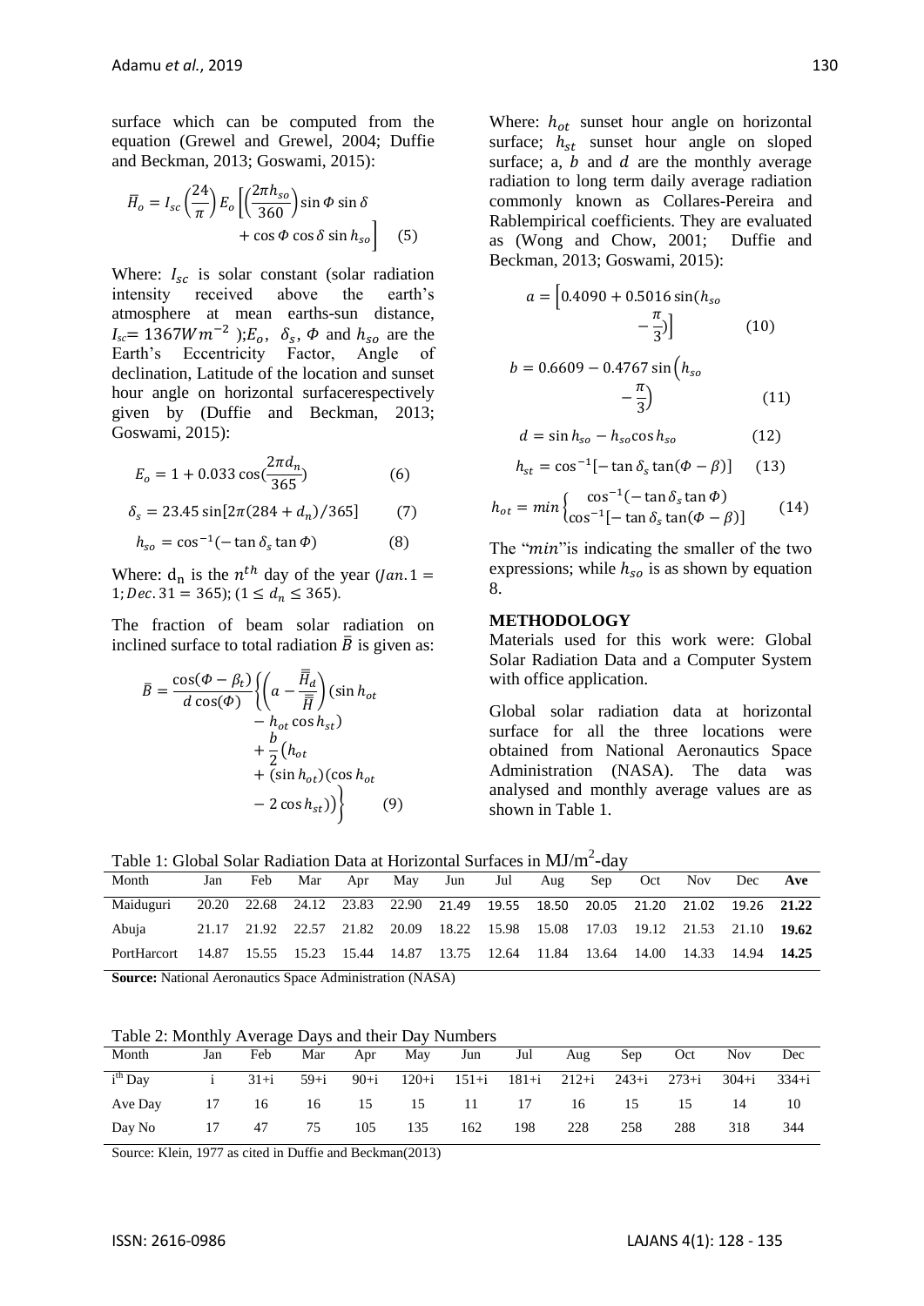surface which can be computed from the equation (Grewel and Grewel, 2004; Duffie and Beckman, 2013; Goswami, 2015):

$$\bar{H}_o = I_{sc}\left(\frac{24}{\pi}\right)E_o\left[\left(\frac{2\pi h_{so}}{360}\right)\sin\Phi\sin\delta + \cos\Phi\cos\delta\sin h_{so}\right] \quad (5)$$

Where: $I_{sc}$ is solar constant (solar radiation intensity received above the earth's atmosphere at mean earths-sun distance, $I_{sc}= 1367Wm^{-2}$ ); $E_o$, $\delta_s$, $\Phi$ and $h_{so}$ are the Earth's Eccentricity Factor, Angle of declination, Latitude of the location and sunset hour angle on horizontal surfacerespectively given by (Duffie and Beckman, 2013; Goswami, 2015):

$$E_o = 1 + 0.033\cos\left(\frac{2\pi d_n}{365}\right) \quad (6)$$

$$\delta_s = 23.45\sin[2\pi(284 + d_n)/365] \quad (7)$$

$$h_{so} = \cos^{-1}(-\tan\delta_s\tan\Phi) \quad (8)$$

Where: $d_n$ is the $n^{th}$ day of the year ($Jan. 1 = 1; Dec. 31 = 365$); ($1 \leq d_n \leq 365$).

The fraction of beam solar radiation on inclined surface to total radiation $\bar{B}$ is given as:

$$\bar{B} = \frac{\cos(\Phi - \beta_t)}{d\cos(\Phi)}\left\{\left(a - \frac{\bar{\bar{H}}_d}{\bar{\bar{H}}}\right)(\sin h_{ot} - h_{ot}\cos h_{st}) + \frac{b}{2}\left(h_{ot} + (\sin h_{ot})(\cos h_{ot} - 2\cos h_{st})\right)\right\} \quad (9)$$

Where: $h_{ot}$ sunset hour angle on horizontal surface; $h_{st}$ sunset hour angle on sloped surface; a, $b$ and $d$ are the monthly average radiation to long term daily average radiation commonly known as Collares-Pereira and Rablempirical coefficients. They are evaluated as (Wong and Chow, 2001; Duffie and Beckman, 2013; Goswami, 2015):

$$a = \left[0.4090 + 0.5016\sin(h_{so} - \frac{\pi}{3})\right] \quad (10)$$

$$b = 0.6609 - 0.4767\sin\left(h_{so} - \frac{\pi}{3}\right) \quad (11)$$

$$d = \sin h_{so} - h_{so}\cos h_{so} \quad (12)$$

$$h_{st} = \cos^{-1}[-\tan\delta_s\tan(\Phi - \beta)] \quad (13)$$

$$h_{ot} = min\begin{cases}\cos^{-1}(-\tan\delta_s\tan\Phi) \\ \cos^{-1}[-\tan\delta_s\tan(\Phi - \beta)]\end{cases} \quad (14)$$

The "$min$"is indicating the smaller of the two expressions; while $h_{so}$ is as shown by equation 8.

## METHODOLOGY

Materials used for this work were: Global Solar Radiation Data and a Computer System with office application.

Global solar radiation data at horizontal surface for all the three locations were obtained from National Aeronautics Space Administration (NASA). The data was analysed and monthly average values are as shown in Table 1.

Table 1: Global Solar Radiation Data at Horizontal Surfaces in MJ/m$^2$-day

| Month | Jan | Feb | Mar | Apr | May | Jun | Jul | Aug | Sep | Oct | Nov | Dec | **Ave** |
|---|---|---|---|---|---|---|---|---|---|---|---|---|---|
| Maiduguri | 20.20 | 22.68 | 24.12 | 23.83 | 22.90 | 21.49 | 19.55 | 18.50 | 20.05 | 21.20 | 21.02 | 19.26 | **21.22** |
| Abuja | 21.17 | 21.92 | 22.57 | 21.82 | 20.09 | 18.22 | 15.98 | 15.08 | 17.03 | 19.12 | 21.53 | 21.10 | **19.62** |
| PortHarcort | 14.87 | 15.55 | 15.23 | 15.44 | 14.87 | 13.75 | 12.64 | 11.84 | 13.64 | 14.00 | 14.33 | 14.94 | **14.25** |

**Source:** National Aeronautics Space Administration (NASA)

Table 2: Monthly Average Days and their Day Numbers

| Month | Jan | Feb | Mar | Apr | May | Jun | Jul | Aug | Sep | Oct | Nov | Dec |
|---|---|---|---|---|---|---|---|---|---|---|---|---|
| $i^{th}$ Day | i | 31+i | 59+i | 90+i | 120+i | 151+i | 181+i | 212+i | 243+i | 273+i | 304+i | 334+i |
| Ave Day | 17 | 16 | 16 | 15 | 15 | 11 | 17 | 16 | 15 | 15 | 14 | 10 |
| Day No | 17 | 47 | 75 | 105 | 135 | 162 | 198 | 228 | 258 | 288 | 318 | 344 |

Source: Klein, 1977 as cited in Duffie and Beckman(2013)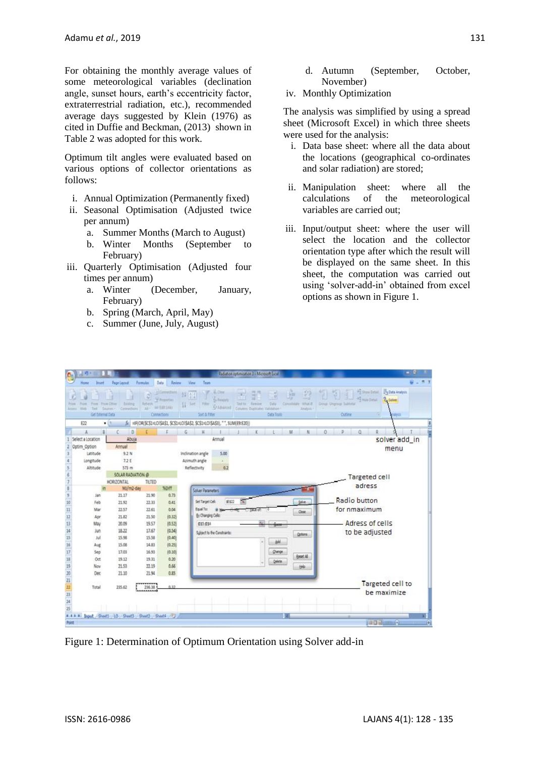For obtaining the monthly average values of some meteorological variables (declination angle, sunset hours, earth's eccentricity factor, extraterrestrial radiation, etc.), recommended average days suggested by Klein (1976) as cited in Duffie and Beckman, (2013) shown in Table 2 was adopted for this work.

Optimum tilt angles were evaluated based on various options of collector orientations as follows:

i. Annual Optimization (Permanently fixed)
ii. Seasonal Optimisation (Adjusted twice per annum)
   a. Summer Months (March to August)
   b. Winter Months (September to February)
iii. Quarterly Optimisation (Adjusted four times per annum)
   a. Winter (December, January, February)
   b. Spring (March, April, May)
   c. Summer (June, July, August)
   d. Autumn (September, October, November)
iv. Monthly Optimization

The analysis was simplified by using a spread sheet (Microsoft Excel) in which three sheets were used for the analysis:

i. Data base sheet: where all the data about the locations (geographical co-ordinates and solar radiation) are stored;
ii. Manipulation sheet: where all the calculations of the meteorological variables are carried out;
iii. Input/output sheet: where the user will select the location and the collector orientation type after which the result will be displayed on the same sheet. In this sheet, the computation was carried out using 'solver-add-in' obtained from excel options as shown in Figure 1.

Figure 1: Determination of Optimum Orientation using Solver add-in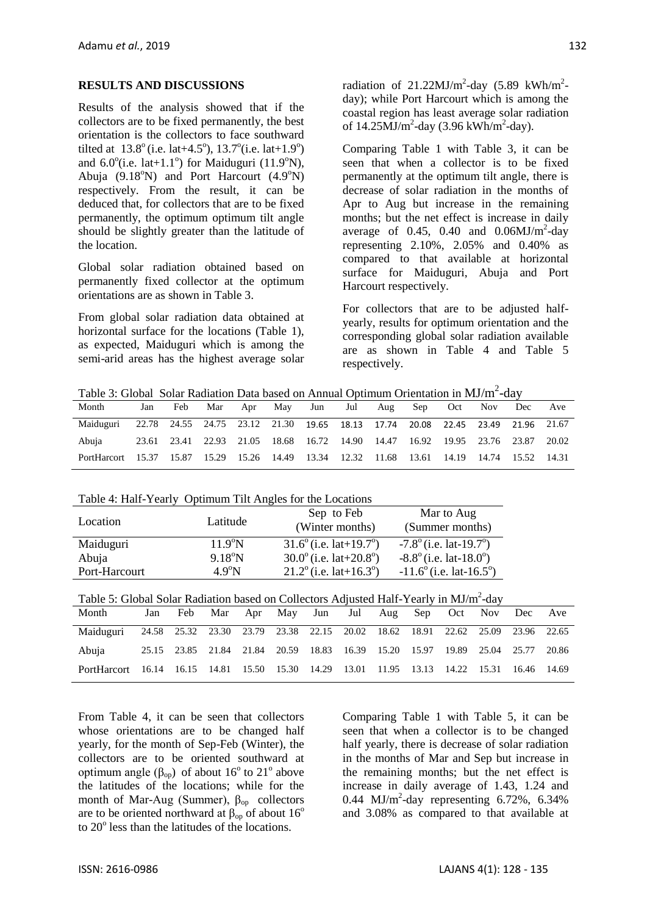## RESULTS AND DISCUSSIONS

Results of the analysis showed that if the collectors are to be fixed permanently, the best orientation is the collectors to face southward tilted at $13.8^o$ (i.e. lat+$4.5^o$), $13.7^o$(i.e. lat+$1.9^o$) and $6.0^o$(i.e. lat+$1.1^o$) for Maiduguri ($11.9^o$N), Abuja ($9.18^o$N) and Port Harcourt ($4.9^o$N) respectively. From the result, it can be deduced that, for collectors that are to be fixed permanently, the optimum optimum tilt angle should be slightly greater than the latitude of the location.

Global solar radiation obtained based on permanently fixed collector at the optimum orientations are as shown in Table 3.

From global solar radiation data obtained at horizontal surface for the locations (Table 1), as expected, Maiduguri which is among the semi-arid areas has the highest average solar radiation of 21.22MJ/$m^2$-day (5.89 kWh/$m^2$-day); while Port Harcourt which is among the coastal region has least average solar radiation of 14.25MJ/$m^2$-day (3.96 kWh/$m^2$-day).

Comparing Table 1 with Table 3, it can be seen that when a collector is to be fixed permanently at the optimum tilt angle, there is decrease of solar radiation in the months of Apr to Aug but increase in the remaining months; but the net effect is increase in daily average of 0.45, 0.40 and 0.06MJ/$m^2$-day representing 2.10%, 2.05% and 0.40% as compared to that available at horizontal surface for Maiduguri, Abuja and Port Harcourt respectively.

For collectors that are to be adjusted half-yearly, results for optimum orientation and the corresponding global solar radiation available are as shown in Table 4 and Table 5 respectively.

Table 3: Global Solar Radiation Data based on Annual Optimum Orientation in MJ/$m^2$-day

| Month | Jan | Feb | Mar | Apr | May | Jun | Jul | Aug | Sep | Oct | Nov | Dec | Ave |
|---|---|---|---|---|---|---|---|---|---|---|---|---|---|
| Maiduguri | 22.78 | 24.55 | 24.75 | 23.12 | 21.30 | 19.65 | 18.13 | 17.74 | 20.08 | 22.45 | 23.49 | 21.96 | 21.67 |
| Abuja | 23.61 | 23.41 | 22.93 | 21.05 | 18.68 | 16.72 | 14.90 | 14.47 | 16.92 | 19.95 | 23.76 | 23.87 | 20.02 |
| PortHarcort | 15.37 | 15.87 | 15.29 | 15.26 | 14.49 | 13.34 | 12.32 | 11.68 | 13.61 | 14.19 | 14.74 | 15.52 | 14.31 |

Table 4: Half-Yearly Optimum Tilt Angles for the Locations

| Location | Latitude | Sep to Feb (Winter months) | Mar to Aug (Summer months) |
|---|---|---|---|
| Maiduguri | $11.9^o$N | $31.6^o$ (i.e. lat+$19.7^o$) | $-7.8^o$ (i.e. lat-$19.7^o$) |
| Abuja | $9.18^o$N | $30.0^o$ (i.e. lat+$20.8^o$) | $-8.8^o$ (i.e. lat-$18.0^o$) |
| Port-Harcourt | $4.9^o$N | $21.2^o$ (i.e. lat+$16.3^o$) | $-11.6^o$ (i.e. lat-$16.5^o$) |

Table 5: Global Solar Radiation based on Collectors Adjusted Half-Yearly in MJ/$m^2$-day

| Month | Jan | Feb | Mar | Apr | May | Jun | Jul | Aug | Sep | Oct | Nov | Dec | Ave |
|---|---|---|---|---|---|---|---|---|---|---|---|---|---|
| Maiduguri | 24.58 | 25.32 | 23.30 | 23.79 | 23.38 | 22.15 | 20.02 | 18.62 | 18.91 | 22.62 | 25.09 | 23.96 | 22.65 |
| Abuja | 25.15 | 23.85 | 21.84 | 21.84 | 20.59 | 18.83 | 16.39 | 15.20 | 15.97 | 19.89 | 25.04 | 25.77 | 20.86 |
| PortHarcort | 16.14 | 16.15 | 14.81 | 15.50 | 15.30 | 14.29 | 13.01 | 11.95 | 13.13 | 14.22 | 15.31 | 16.46 | 14.69 |

From Table 4, it can be seen that collectors whose orientations are to be changed half yearly, for the month of Sep-Feb (Winter), the collectors are to be oriented southward at optimum angle ($\beta_{op}$) of about $16^o$ to $21^o$ above the latitudes of the locations; while for the month of Mar-Aug (Summer), $\beta_{op}$ collectors are to be oriented northward at $\beta_{op}$ of about $16^o$ to $20^o$ less than the latitudes of the locations.

Comparing Table 1 with Table 5, it can be seen that when a collector is to be changed half yearly, there is decrease of solar radiation in the months of Mar and Sep but increase in the remaining months; but the net effect is increase in daily average of 1.43, 1.24 and 0.44 MJ/$m^2$-day representing 6.72%, 6.34% and 3.08% as compared to that available at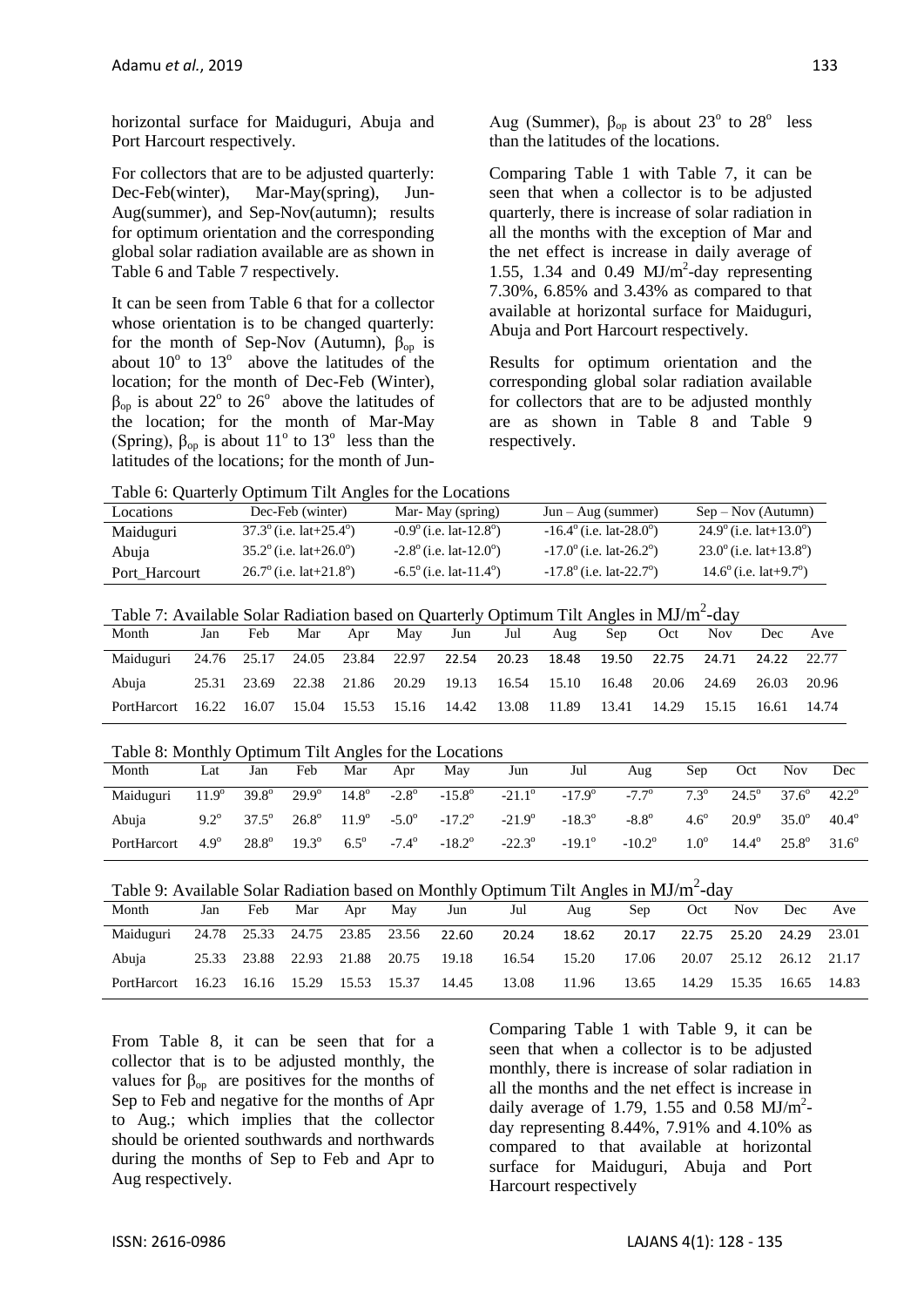horizontal surface for Maiduguri, Abuja and Port Harcourt respectively.

For collectors that are to be adjusted quarterly: Dec-Feb(winter), Mar-May(spring), Jun-Aug(summer), and Sep-Nov(autumn); results for optimum orientation and the corresponding global solar radiation available are as shown in Table 6 and Table 7 respectively.

It can be seen from Table 6 that for a collector whose orientation is to be changed quarterly: for the month of Sep-Nov (Autumn), $\beta_{op}$ is about $10^o$ to $13^o$ above the latitudes of the location; for the month of Dec-Feb (Winter), $\beta_{op}$ is about $22^o$ to $26^o$ above the latitudes of the location; for the month of Mar-May (Spring), $\beta_{op}$ is about $11^o$ to $13^o$ less than the latitudes of the locations; for the month of Jun-Aug (Summer), $\beta_{op}$ is about $23^o$ to $28^o$ less than the latitudes of the locations.

Comparing Table 1 with Table 7, it can be seen that when a collector is to be adjusted quarterly, there is increase of solar radiation in all the months with the exception of Mar and the net effect is increase in daily average of 1.55, 1.34 and 0.49 MJ/m$^2$-day representing 7.30%, 6.85% and 3.43% as compared to that available at horizontal surface for Maiduguri, Abuja and Port Harcourt respectively.

Results for optimum orientation and the corresponding global solar radiation available for collectors that are to be adjusted monthly are as shown in Table 8 and Table 9 respectively.

Table 6: Quarterly Optimum Tilt Angles for the Locations

| Locations | Dec-Feb (winter) | Mar- May (spring) | Jun – Aug (summer) | Sep – Nov (Autumn) |
|---|---|---|---|---|
| Maiduguri | $37.3^o$ (i.e. lat+$25.4^o$) | $-0.9^o$ (i.e. lat-$12.8^o$) | $-16.4^o$ (i.e. lat-$28.0^o$) | $24.9^o$ (i.e. lat+$13.0^o$) |
| Abuja | $35.2^o$ (i.e. lat+$26.0^o$) | $-2.8^o$ (i.e. lat-$12.0^o$) | $-17.0^o$ (i.e. lat-$26.2^o$) | $23.0^o$ (i.e. lat+$13.8^o$) |
| Port_Harcourt | $26.7^o$ (i.e. lat+$21.8^o$) | $-6.5^o$ (i.e. lat-$11.4^o$) | $-17.8^o$ (i.e. lat-$22.7^o$) | $14.6^o$ (i.e. lat+$9.7^o$) |

Table 7: Available Solar Radiation based on Quarterly Optimum Tilt Angles in MJ/m$^2$-day

| Month | Jan | Feb | Mar | Apr | May | Jun | Jul | Aug | Sep | Oct | Nov | Dec | Ave |
|---|---|---|---|---|---|---|---|---|---|---|---|---|---|
| Maiduguri | 24.76 | 25.17 | 24.05 | 23.84 | 22.97 | 22.54 | 20.23 | 18.48 | 19.50 | 22.75 | 24.71 | 24.22 | 22.77 |
| Abuja | 25.31 | 23.69 | 22.38 | 21.86 | 20.29 | 19.13 | 16.54 | 15.10 | 16.48 | 20.06 | 24.69 | 26.03 | 20.96 |
| PortHarcort | 16.22 | 16.07 | 15.04 | 15.53 | 15.16 | 14.42 | 13.08 | 11.89 | 13.41 | 14.29 | 15.15 | 16.61 | 14.74 |

Table 8: Monthly Optimum Tilt Angles for the Locations

| Month | Lat | Jan | Feb | Mar | Apr | May | Jun | Jul | Aug | Sep | Oct | Nov | Dec |
|---|---|---|---|---|---|---|---|---|---|---|---|---|---|
| Maiduguri | $11.9^o$ | $39.8^o$ | $29.9^o$ | $14.8^o$ | $-2.8^o$ | $-15.8^o$ | $-21.1^o$ | $-17.9^o$ | $-7.7^o$ | $7.3^o$ | $24.5^o$ | $37.6^o$ | $42.2^o$ |
| Abuja | $9.2^o$ | $37.5^o$ | $26.8^o$ | $11.9^o$ | $-5.0^o$ | $-17.2^o$ | $-21.9^o$ | $-18.3^o$ | $-8.8^o$ | $4.6^o$ | $20.9^o$ | $35.0^o$ | $40.4^o$ |
| PortHarcort | $4.9^o$ | $28.8^o$ | $19.3^o$ | $6.5^o$ | $-7.4^o$ | $-18.2^o$ | $-22.3^o$ | $-19.1^o$ | $-10.2^o$ | $1.0^o$ | $14.4^o$ | $25.8^o$ | $31.6^o$ |

Table 9: Available Solar Radiation based on Monthly Optimum Tilt Angles in MJ/m$^2$-day

| Month | Jan | Feb | Mar | Apr | May | Jun | Jul | Aug | Sep | Oct | Nov | Dec | Ave |
|---|---|---|---|---|---|---|---|---|---|---|---|---|---|
| Maiduguri | 24.78 | 25.33 | 24.75 | 23.85 | 23.56 | 22.60 | 20.24 | 18.62 | 20.17 | 22.75 | 25.20 | 24.29 | 23.01 |
| Abuja | 25.33 | 23.88 | 22.93 | 21.88 | 20.75 | 19.18 | 16.54 | 15.20 | 17.06 | 20.07 | 25.12 | 26.12 | 21.17 |
| PortHarcort | 16.23 | 16.16 | 15.29 | 15.53 | 15.37 | 14.45 | 13.08 | 11.96 | 13.65 | 14.29 | 15.35 | 16.65 | 14.83 |

From Table 8, it can be seen that for a collector that is to be adjusted monthly, the values for $\beta_{op}$ are positives for the months of Sep to Feb and negative for the months of Apr to Aug.; which implies that the collector should be oriented southwards and northwards during the months of Sep to Feb and Apr to Aug respectively.

Comparing Table 1 with Table 9, it can be seen that when a collector is to be adjusted monthly, there is increase of solar radiation in all the months and the net effect is increase in daily average of 1.79, 1.55 and 0.58 MJ/m$^2$-day representing 8.44%, 7.91% and 4.10% as compared to that available at horizontal surface for Maiduguri, Abuja and Port Harcourt respectively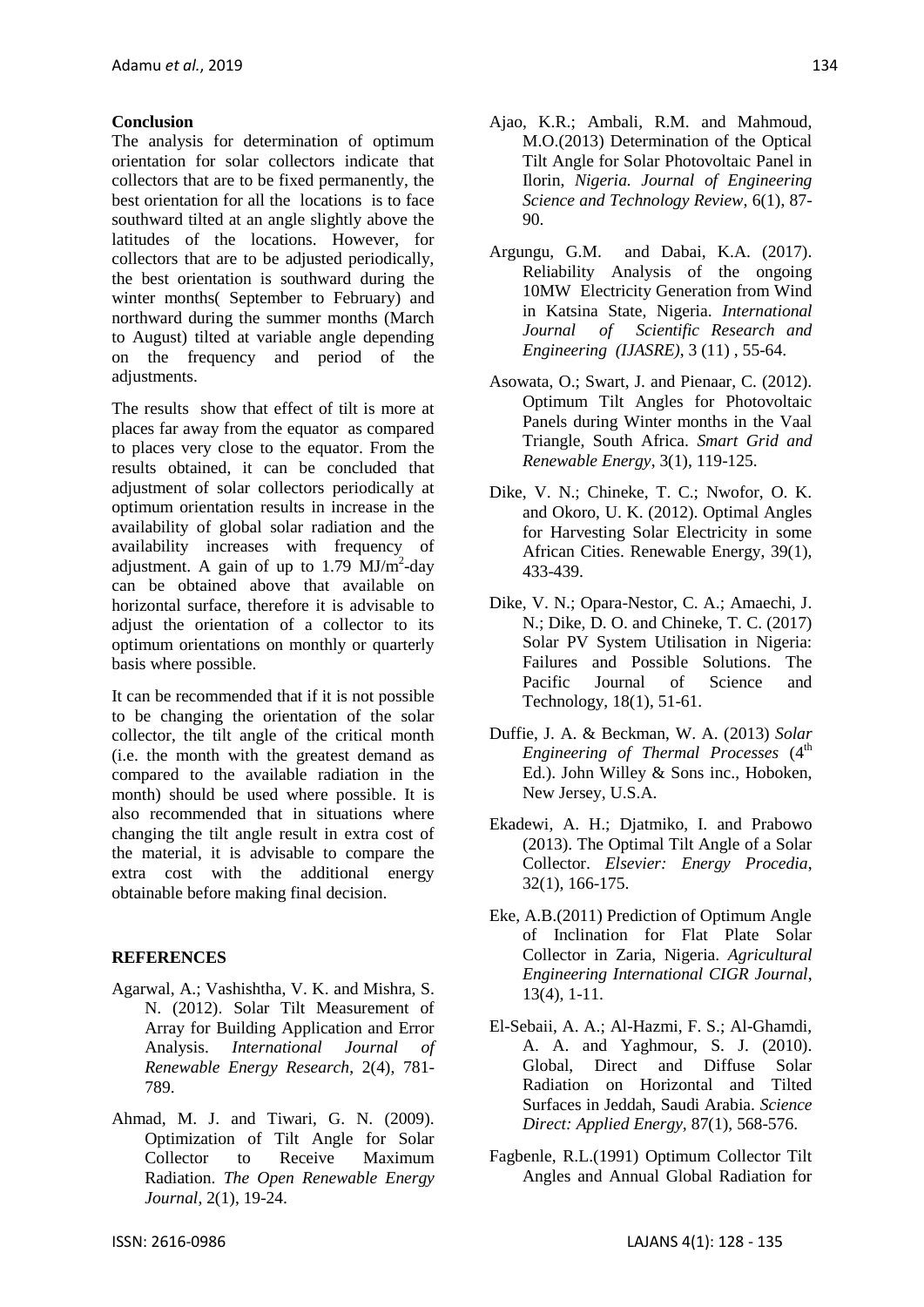## Conclusion

The analysis for determination of optimum orientation for solar collectors indicate that collectors that are to be fixed permanently, the best orientation for all the locations is to face southward tilted at an angle slightly above the latitudes of the locations. However, for collectors that are to be adjusted periodically, the best orientation is southward during the winter months( September to February) and northward during the summer months (March to August) tilted at variable angle depending on the frequency and period of the adjustments.

The results show that effect of tilt is more at places far away from the equator as compared to places very close to the equator. From the results obtained, it can be concluded that adjustment of solar collectors periodically at optimum orientation results in increase in the availability of global solar radiation and the availability increases with frequency of adjustment. A gain of up to 1.79 $MJ/m^2$-day can be obtained above that available on horizontal surface, therefore it is advisable to adjust the orientation of a collector to its optimum orientations on monthly or quarterly basis where possible.

It can be recommended that if it is not possible to be changing the orientation of the solar collector, the tilt angle of the critical month (i.e. the month with the greatest demand as compared to the available radiation in the month) should be used where possible. It is also recommended that in situations where changing the tilt angle result in extra cost of the material, it is advisable to compare the extra cost with the additional energy obtainable before making final decision.

## REFERENCES

Agarwal, A.; Vashishtha, V. K. and Mishra, S. N. (2012). Solar Tilt Measurement of Array for Building Application and Error Analysis. *International Journal of Renewable Energy Research*, 2(4), 781-789.

Ahmad, M. J. and Tiwari, G. N. (2009). Optimization of Tilt Angle for Solar Collector to Receive Maximum Radiation. *The Open Renewable Energy Journal*, 2(1), 19-24.

Ajao, K.R.; Ambali, R.M. and Mahmoud, M.O.(2013) Determination of the Optical Tilt Angle for Solar Photovoltaic Panel in Ilorin, *Nigeria. Journal of Engineering Science and Technology Review*, 6(1), 87-90.

Argungu, G.M. and Dabai, K.A. (2017). Reliability Analysis of the ongoing 10MW Electricity Generation from Wind in Katsina State, Nigeria. *International Journal of Scientific Research and Engineering (IJASRE)*, 3 (11) , 55-64.

Asowata, O.; Swart, J. and Pienaar, C. (2012). Optimum Tilt Angles for Photovoltaic Panels during Winter months in the Vaal Triangle, South Africa. *Smart Grid and Renewable Energy*, 3(1), 119-125.

Dike, V. N.; Chineke, T. C.; Nwofor, O. K. and Okoro, U. K. (2012). Optimal Angles for Harvesting Solar Electricity in some African Cities. Renewable Energy, 39(1), 433-439.

Dike, V. N.; Opara-Nestor, C. A.; Amaechi, J. N.; Dike, D. O. and Chineke, T. C. (2017) Solar PV System Utilisation in Nigeria: Failures and Possible Solutions. The Pacific Journal of Science and Technology, 18(1), 51-61.

Duffie, J. A. & Beckman, W. A. (2013) *Solar Engineering of Thermal Processes* (4th Ed.). John Willey & Sons inc., Hoboken, New Jersey, U.S.A.

Ekadewi, A. H.; Djatmiko, I. and Prabowo (2013). The Optimal Tilt Angle of a Solar Collector. *Elsevier: Energy Procedia*, 32(1), 166-175.

Eke, A.B.(2011) Prediction of Optimum Angle of Inclination for Flat Plate Solar Collector in Zaria, Nigeria. *Agricultural Engineering International CIGR Journal*, 13(4), 1-11.

El-Sebaii, A. A.; Al-Hazmi, F. S.; Al-Ghamdi, A. A. and Yaghmour, S. J. (2010). Global, Direct and Diffuse Solar Radiation on Horizontal and Tilted Surfaces in Jeddah, Saudi Arabia. *Science Direct: Applied Energy*, 87(1), 568-576.

Fagbenle, R.L.(1991) Optimum Collector Tilt Angles and Annual Global Radiation for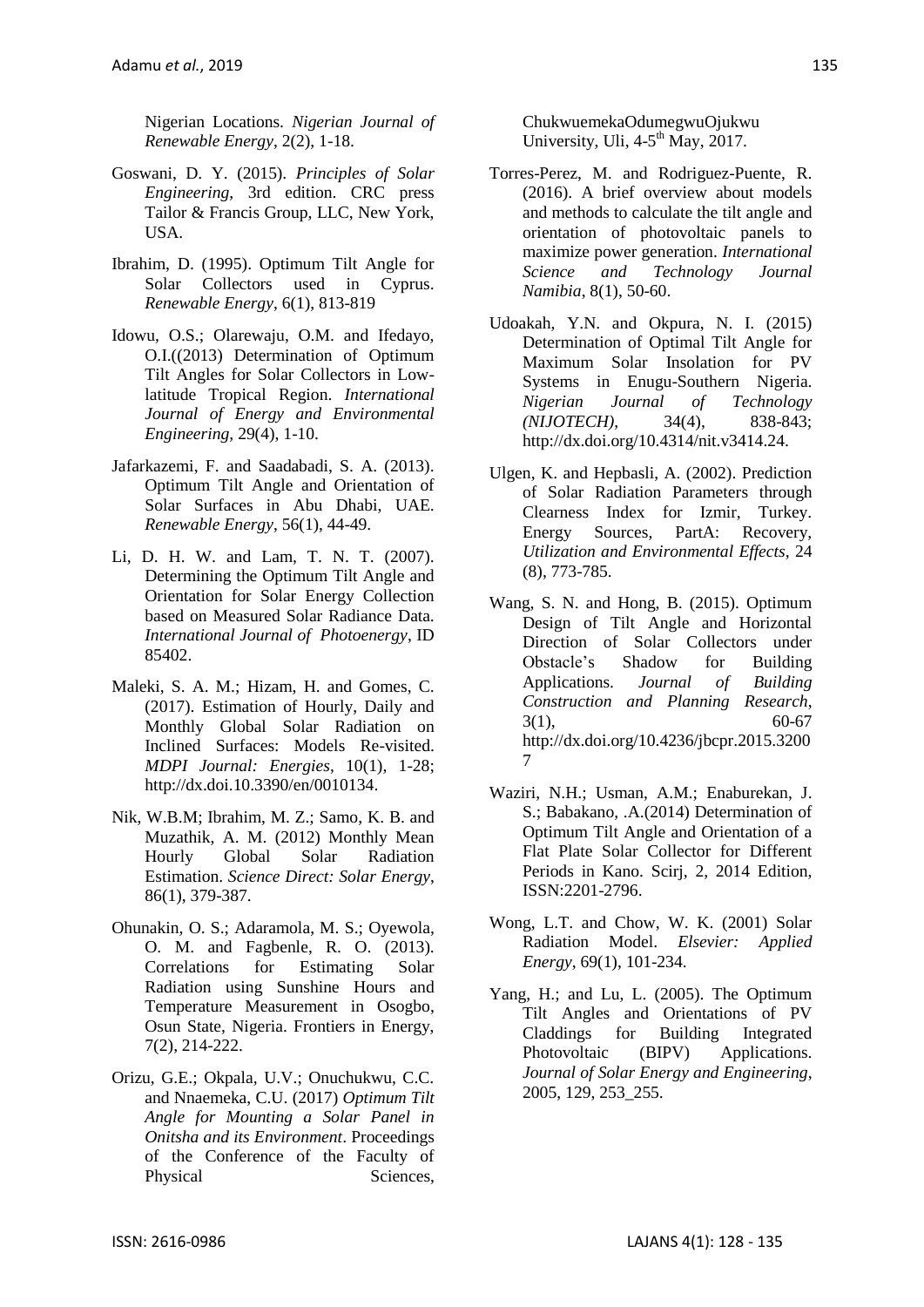Nigerian Locations. *Nigerian Journal of Renewable Energy*, 2(2), 1-18.

Goswani, D. Y. (2015). *Principles of Solar Engineering*, 3rd edition. CRC press Tailor & Francis Group, LLC, New York, USA.

Ibrahim, D. (1995). Optimum Tilt Angle for Solar Collectors used in Cyprus. *Renewable Energy*, 6(1), 813-819

Idowu, O.S.; Olarewaju, O.M. and Ifedayo, O.I.((2013) Determination of Optimum Tilt Angles for Solar Collectors in Low-latitude Tropical Region. *International Journal of Energy and Environmental Engineering*, 29(4), 1-10.

Jafarkazemi, F. and Saadabadi, S. A. (2013). Optimum Tilt Angle and Orientation of Solar Surfaces in Abu Dhabi, UAE. *Renewable Energy*, 56(1), 44-49.

Li, D. H. W. and Lam, T. N. T. (2007). Determining the Optimum Tilt Angle and Orientation for Solar Energy Collection based on Measured Solar Radiance Data. *International Journal of Photoenergy*, ID 85402.

Maleki, S. A. M.; Hizam, H. and Gomes, C. (2017). Estimation of Hourly, Daily and Monthly Global Solar Radiation on Inclined Surfaces: Models Re-visited. *MDPI Journal: Energies*, 10(1), 1-28; http://dx.doi.10.3390/en/0010134.

Nik, W.B.M; Ibrahim, M. Z.; Samo, K. B. and Muzathik, A. M. (2012) Monthly Mean Hourly Global Solar Radiation Estimation. *Science Direct: Solar Energy*, 86(1), 379-387.

Ohunakin, O. S.; Adaramola, M. S.; Oyewola, O. M. and Fagbenle, R. O. (2013). Correlations for Estimating Solar Radiation using Sunshine Hours and Temperature Measurement in Osogbo, Osun State, Nigeria. Frontiers in Energy, 7(2), 214-222.

Orizu, G.E.; Okpala, U.V.; Onuchukwu, C.C. and Nnaemeka, C.U. (2017) *Optimum Tilt Angle for Mounting a Solar Panel in Onitsha and its Environment*. Proceedings of the Conference of the Faculty of Physical Sciences, ChukwuemekaOdumegwuOjukwu University, Uli, 4-5th May, 2017.

Torres-Perez, M. and Rodriguez-Puente, R. (2016). A brief overview about models and methods to calculate the tilt angle and orientation of photovoltaic panels to maximize power generation. *International Science and Technology Journal Namibia*, 8(1), 50-60.

Udoakah, Y.N. and Okpura, N. I. (2015) Determination of Optimal Tilt Angle for Maximum Solar Insolation for PV Systems in Enugu-Southern Nigeria. *Nigerian Journal of Technology (NIJOTECH)*, 34(4), 838-843; http://dx.doi.org/10.4314/nit.v3414.24.

Ulgen, K. and Hepbasli, A. (2002). Prediction of Solar Radiation Parameters through Clearness Index for Izmir, Turkey. Energy Sources, PartA: Recovery, *Utilization and Environmental Effects*, 24 (8), 773-785.

Wang, S. N. and Hong, B. (2015). Optimum Design of Tilt Angle and Horizontal Direction of Solar Collectors under Obstacle's Shadow for Building Applications. *Journal of Building Construction and Planning Research*, 3(1), 60-67 http://dx.doi.org/10.4236/jbcpr.2015.32007

Waziri, N.H.; Usman, A.M.; Enaburekan, J. S.; Babakano, .A.(2014) Determination of Optimum Tilt Angle and Orientation of a Flat Plate Solar Collector for Different Periods in Kano. Scirj, 2, 2014 Edition, ISSN:2201-2796.

Wong, L.T. and Chow, W. K. (2001) Solar Radiation Model. *Elsevier: Applied Energy*, 69(1), 101-234.

Yang, H.; and Lu, L. (2005). The Optimum Tilt Angles and Orientations of PV Claddings for Building Integrated Photovoltaic (BIPV) Applications. *Journal of Solar Energy and Engineering*, 2005, 129, 253_255.